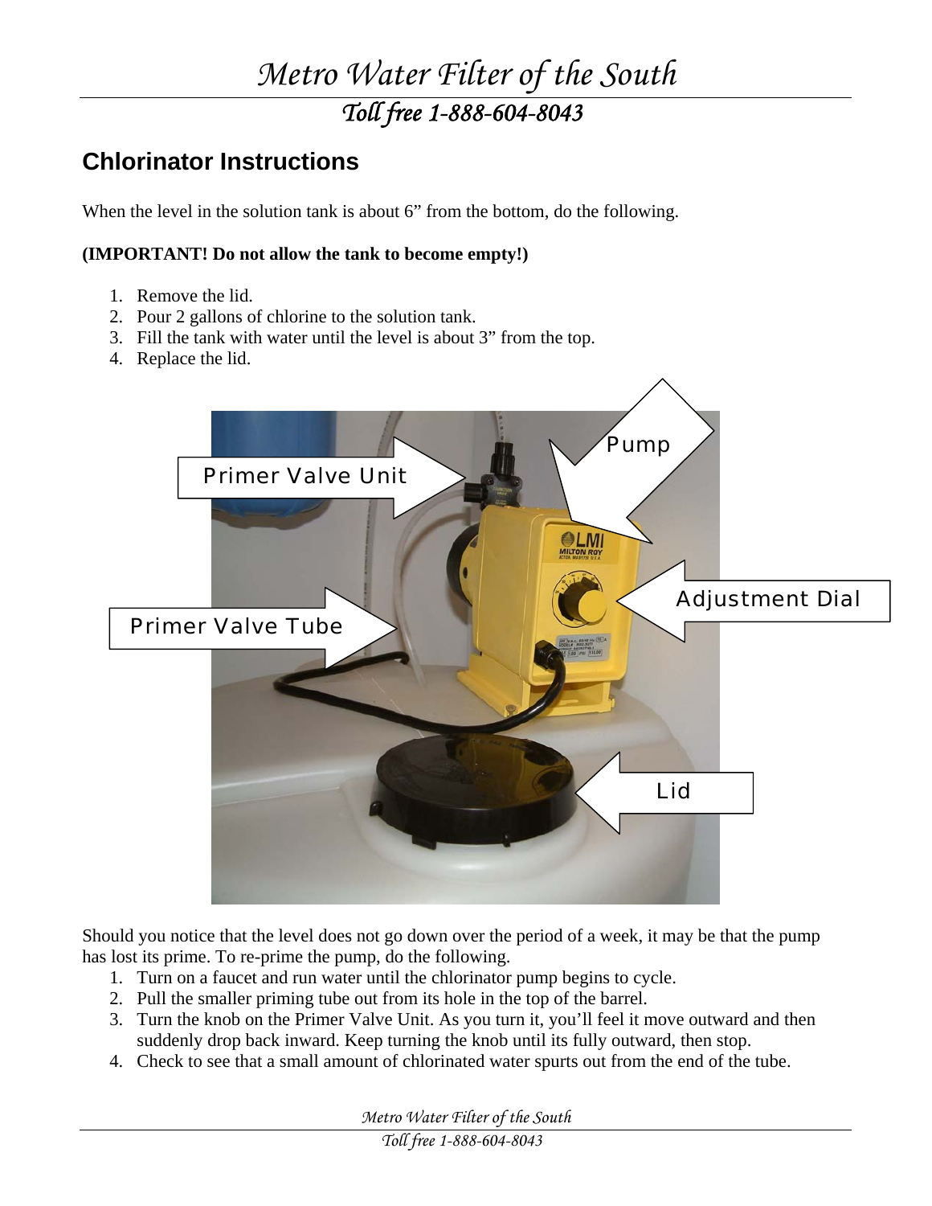# Metro Water Filter of the South

*Toll free 1-888-604-8043*

## Chlorinator Instructions

When the level in the solution tank is about 6" from the bottom, do the following.

**(IMPORTANT! Do not allow the tank to become empty!)**

1. Remove the lid.
2. Pour 2 gallons of chlorine to the solution tank.
3. Fill the tank with water until the level is about 3" from the top.
4. Replace the lid.

Primer Valve Unit

Pump

Adjustment Dial

Primer Valve Tube

Lid

Should you notice that the level does not go down over the period of a week, it may be that the pump has lost its prime. To re-prime the pump, do the following.

1. Turn on a faucet and run water until the chlorinator pump begins to cycle.
2. Pull the smaller priming tube out from its hole in the top of the barrel.
3. Turn the knob on the Primer Valve Unit. As you turn it, you'll feel it move outward and then suddenly drop back inward. Keep turning the knob until its fully outward, then stop.
4. Check to see that a small amount of chlorinated water spurts out from the end of the tube.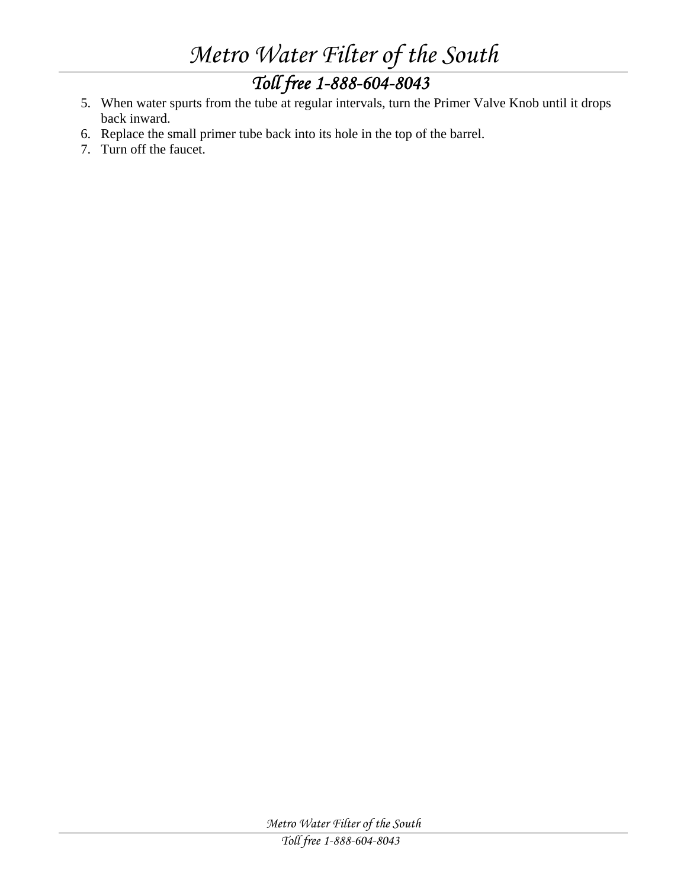5. When water spurts from the tube at regular intervals, turn the Primer Valve Knob until it drops back inward.
6. Replace the small primer tube back into its hole in the top of the barrel.
7. Turn off the faucet.